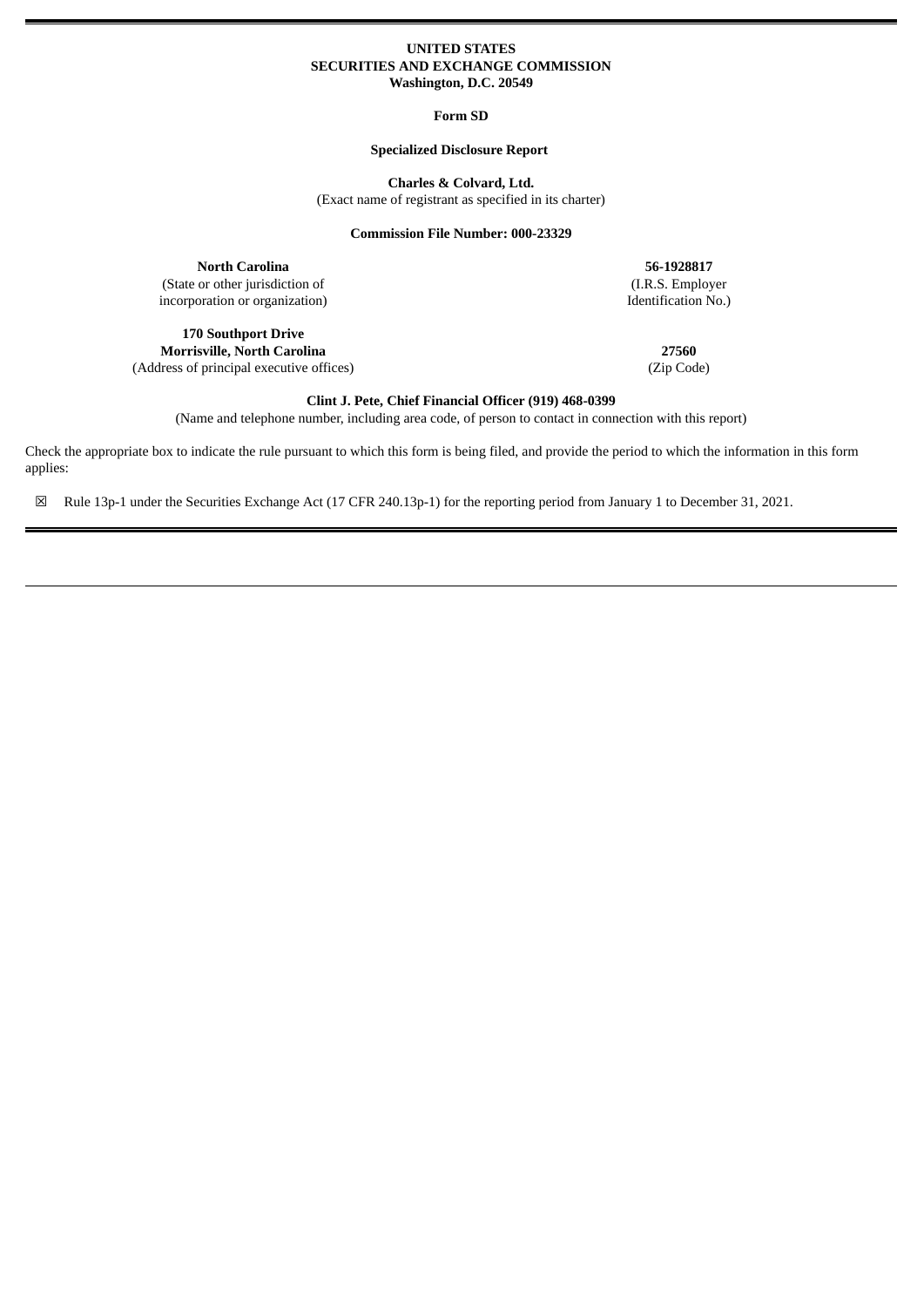**UNITED STATES**
**SECURITIES AND EXCHANGE COMMISSION**
**Washington, D.C. 20549**

**Form SD**

**Specialized Disclosure Report**

**Charles & Colvard, Ltd.**
(Exact name of registrant as specified in its charter)

**Commission File Number: 000-23329**

| **North Carolina** | **56-1928817** |
|---|---|
| (State or other jurisdiction of incorporation or organization) | (I.R.S. Employer Identification No.) |
| **170 Southport Drive** **Morrisville, North Carolina** | **27560** |
| (Address of principal executive offices) | (Zip Code) |

**Clint J. Pete, Chief Financial Officer (919) 468-0399**
(Name and telephone number, including area code, of person to contact in connection with this report)

Check the appropriate box to indicate the rule pursuant to which this form is being filed, and provide the period to which the information in this form applies:

☒ Rule 13p-1 under the Securities Exchange Act (17 CFR 240.13p-1) for the reporting period from January 1 to December 31, 2021.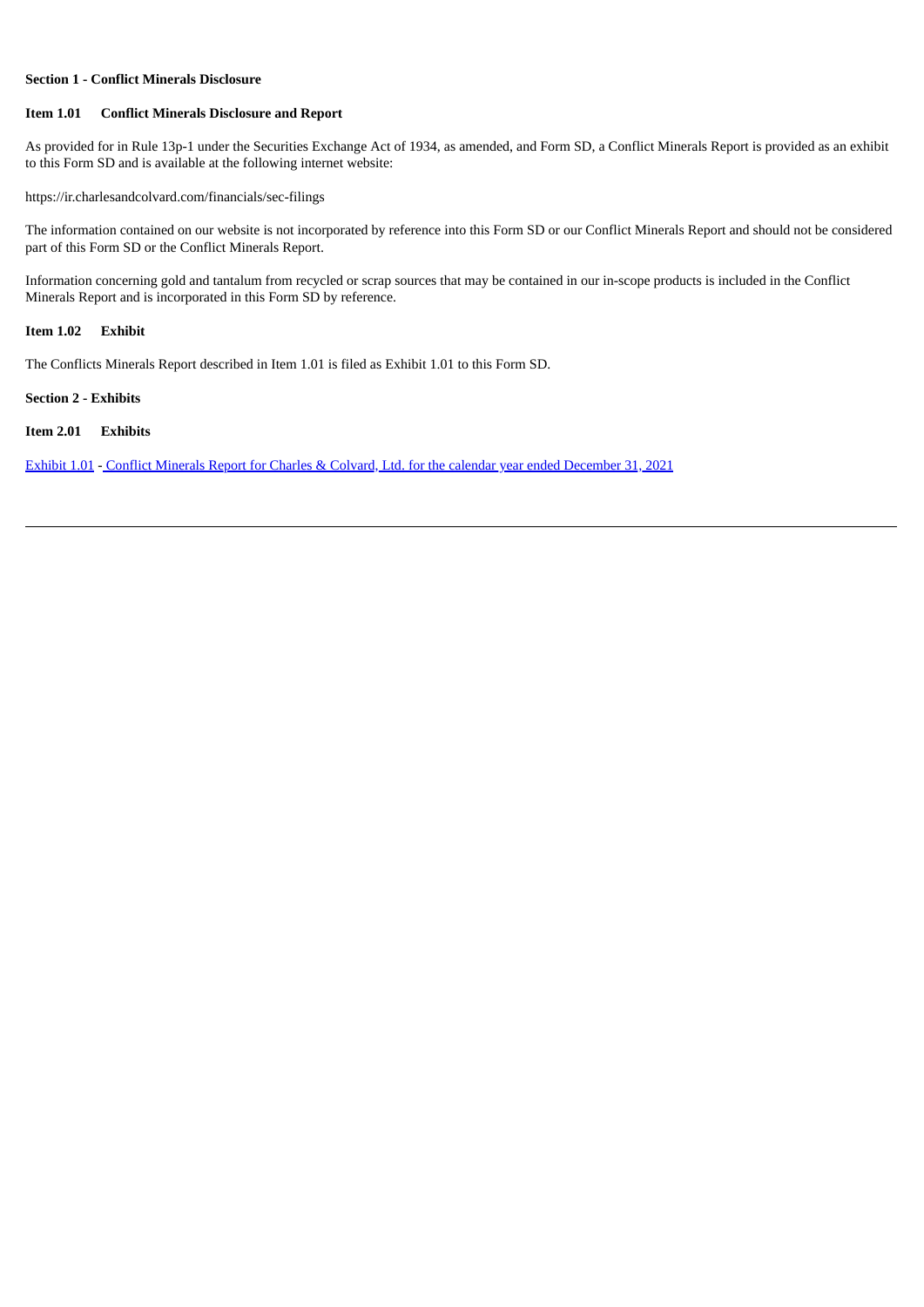**Section 1 - Conflict Minerals Disclosure**

**Item 1.01 Conflict Minerals Disclosure and Report**

As provided for in Rule 13p-1 under the Securities Exchange Act of 1934, as amended, and Form SD, a Conflict Minerals Report is provided as an exhibit to this Form SD and is available at the following internet website:

https://ir.charlesandcolvard.com/financials/sec-filings

The information contained on our website is not incorporated by reference into this Form SD or our Conflict Minerals Report and should not be considered part of this Form SD or the Conflict Minerals Report.

Information concerning gold and tantalum from recycled or scrap sources that may be contained in our in-scope products is included in the Conflict Minerals Report and is incorporated in this Form SD by reference.

**Item 1.02 Exhibit**

The Conflicts Minerals Report described in Item 1.01 is filed as Exhibit 1.01 to this Form SD.

**Section 2 - Exhibits**

**Item 2.01 Exhibits**

Exhibit 1.01 - Conflict Minerals Report for Charles & Colvard, Ltd. for the calendar year ended December 31, 2021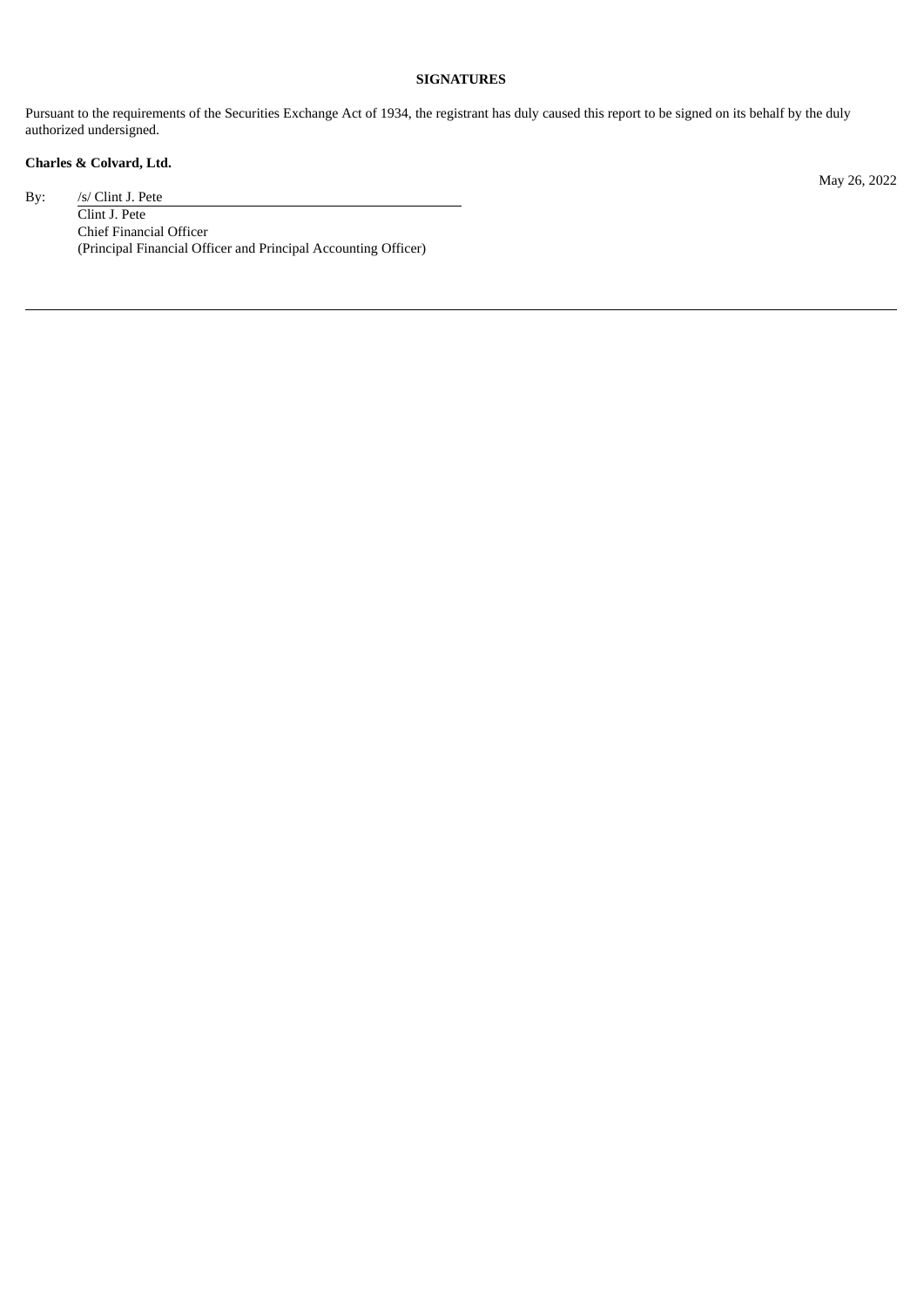## SIGNATURES

Pursuant to the requirements of the Securities Exchange Act of 1934, the registrant has duly caused this report to be signed on its behalf by the duly authorized undersigned.

**Charles & Colvard, Ltd.**

May 26, 2022

By: /s/ Clint J. Pete
Clint J. Pete
Chief Financial Officer
(Principal Financial Officer and Principal Accounting Officer)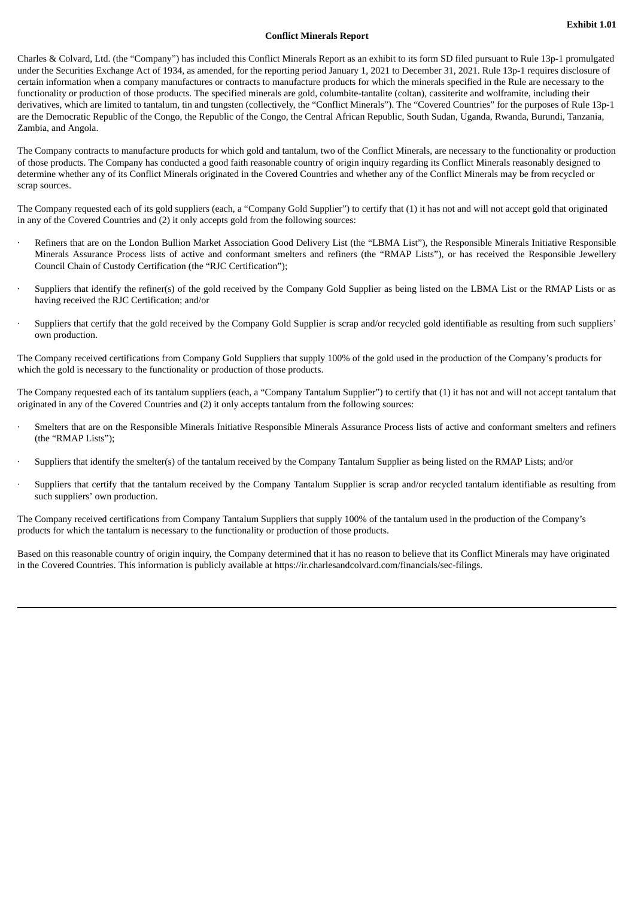**Exhibit 1.01**

# Conflict Minerals Report

Charles & Colvard, Ltd. (the "Company") has included this Conflict Minerals Report as an exhibit to its form SD filed pursuant to Rule 13p-1 promulgated under the Securities Exchange Act of 1934, as amended, for the reporting period January 1, 2021 to December 31, 2021. Rule 13p-1 requires disclosure of certain information when a company manufactures or contracts to manufacture products for which the minerals specified in the Rule are necessary to the functionality or production of those products. The specified minerals are gold, columbite-tantalite (coltan), cassiterite and wolframite, including their derivatives, which are limited to tantalum, tin and tungsten (collectively, the "Conflict Minerals"). The "Covered Countries" for the purposes of Rule 13p-1 are the Democratic Republic of the Congo, the Republic of the Congo, the Central African Republic, South Sudan, Uganda, Rwanda, Burundi, Tanzania, Zambia, and Angola.

The Company contracts to manufacture products for which gold and tantalum, two of the Conflict Minerals, are necessary to the functionality or production of those products. The Company has conducted a good faith reasonable country of origin inquiry regarding its Conflict Minerals reasonably designed to determine whether any of its Conflict Minerals originated in the Covered Countries and whether any of the Conflict Minerals may be from recycled or scrap sources.

The Company requested each of its gold suppliers (each, a "Company Gold Supplier") to certify that (1) it has not and will not accept gold that originated in any of the Covered Countries and (2) it only accepts gold from the following sources:

- Refiners that are on the London Bullion Market Association Good Delivery List (the "LBMA List"), the Responsible Minerals Initiative Responsible Minerals Assurance Process lists of active and conformant smelters and refiners (the "RMAP Lists"), or has received the Responsible Jewellery Council Chain of Custody Certification (the "RJC Certification");
- Suppliers that identify the refiner(s) of the gold received by the Company Gold Supplier as being listed on the LBMA List or the RMAP Lists or as having received the RJC Certification; and/or
- Suppliers that certify that the gold received by the Company Gold Supplier is scrap and/or recycled gold identifiable as resulting from such suppliers' own production.

The Company received certifications from Company Gold Suppliers that supply 100% of the gold used in the production of the Company's products for which the gold is necessary to the functionality or production of those products.

The Company requested each of its tantalum suppliers (each, a "Company Tantalum Supplier") to certify that (1) it has not and will not accept tantalum that originated in any of the Covered Countries and (2) it only accepts tantalum from the following sources:

- Smelters that are on the Responsible Minerals Initiative Responsible Minerals Assurance Process lists of active and conformant smelters and refiners (the "RMAP Lists");
- Suppliers that identify the smelter(s) of the tantalum received by the Company Tantalum Supplier as being listed on the RMAP Lists; and/or
- Suppliers that certify that the tantalum received by the Company Tantalum Supplier is scrap and/or recycled tantalum identifiable as resulting from such suppliers' own production.

The Company received certifications from Company Tantalum Suppliers that supply 100% of the tantalum used in the production of the Company's products for which the tantalum is necessary to the functionality or production of those products.

Based on this reasonable country of origin inquiry, the Company determined that it has no reason to believe that its Conflict Minerals may have originated in the Covered Countries. This information is publicly available at https://ir.charlesandcolvard.com/financials/sec-filings.